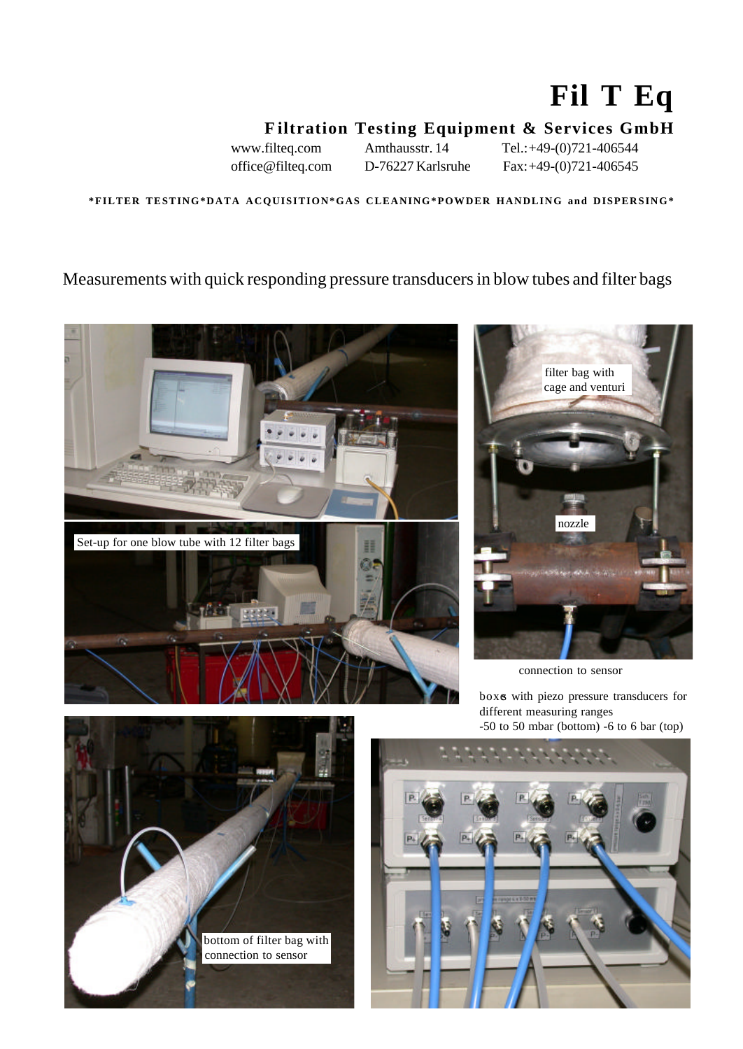# Fil T Eq

## Filtration Testing Equipment & Services GmbH

www.filteq.com Amthausstr. 14 Tel.:+49-(0)721-406544
office@filteq.com D-76227 Karlsruhe Fax:+49-(0)721-406545

***FILTER TESTING*DATA ACQUISITION*GAS CLEANING*POWDER HANDLING and DISPERSING***

Measurements with quick responding pressure transducers in blow tubes and filter bags

Set-up for one blow tube with 12 filter bags

filter bag with cage and venturi

nozzle

connection to sensor

boxes with piezo pressure transducers for different measuring ranges
-50 to 50 mbar (bottom) -6 to 6 bar (top)

bottom of filter bag with connection to sensor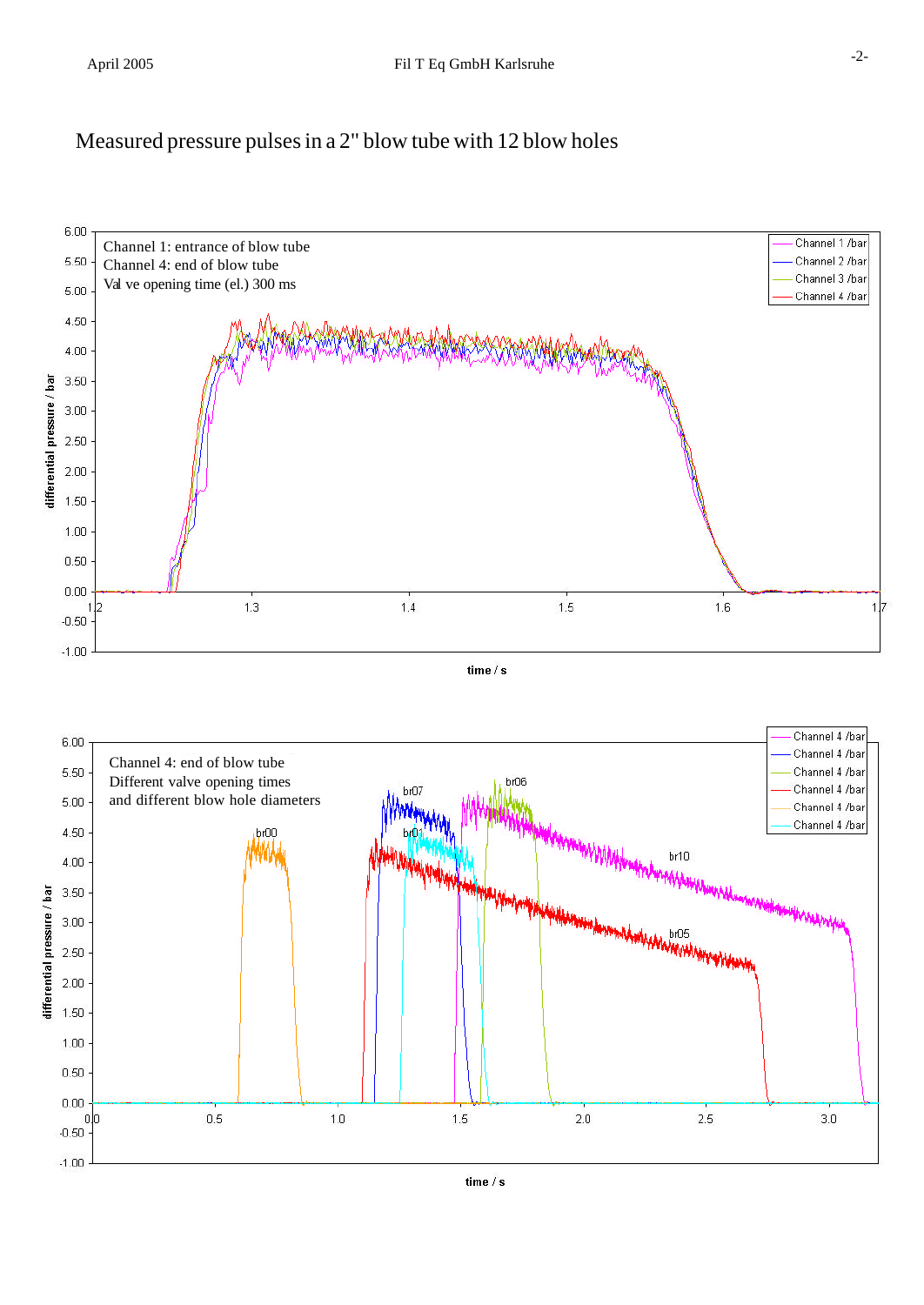# Measured pressure pulses in a 2" blow tube with 12 blow holes

Channel 1: entrance of blow tube
Channel 4: end of blow tube
Val ve opening time (el.) 300 ms

Channel 1 /bar
Channel 2 /bar
Channel 3 /bar
Channel 4 /bar

differential pressure / bar

time / s

Channel 4: end of blow tube
Different valve opening times
and different blow hole diameters

br00, br07, br01, br06, br10, br05

Channel 4 /bar
Channel 4 /bar
Channel 4 /bar
Channel 4 /bar
Channel 4 /bar
Channel 4 /bar

differential pressure / bar

time / s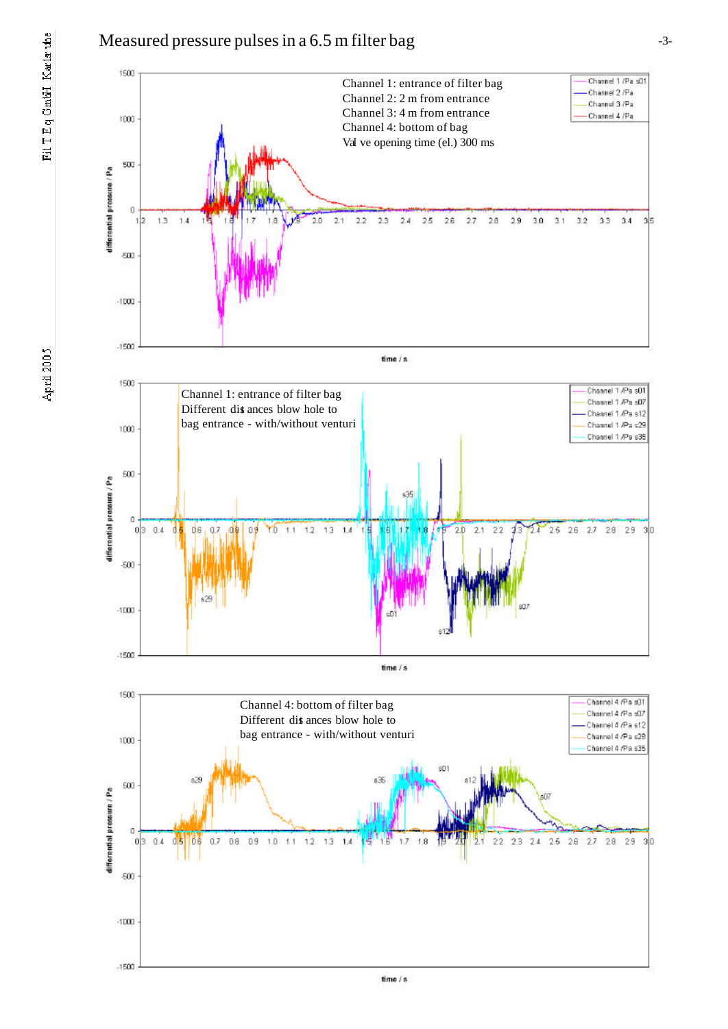# Measured pressure pulses in a 6.5 m filter bag

Channel 1: entrance of filter bag
Channel 2: 2 m from entrance
Channel 3: 4 m from entrance
Channel 4: bottom of bag
Valve opening time (el.) 300 ms

Channel 1 /Pa s01
Channel 2 /Pa
Channel 3 /Pa
Channel 4 /Pa

differential pressure / Pa

1500
1000
500
0
-500
-1000
-1500

1.2 1.3 1.4 1.5 1.6 1.7 1.8 1.9 2.0 2.1 2.2 2.3 2.4 2.5 2.6 2.7 2.8 2.9 3.0 3.1 3.2 3.3 3.4 3.5

time / s

Channel 1: entrance of filter bag
Different distances blow hole to bag entrance - with/without venturi

Channel 1 /Pa s01
Channel 1 /Pa s07
Channel 1 /Pa s12
Channel 1 /Pa s29
Channel 1 /Pa s35

s35
s29
s01
s12
s07

differential pressure / Pa

1500
1000
500
0
-500
-1000
-1500

0.3 0.4 0.5 0.6 0.7 0.8 0.9 1.0 1.1 1.2 1.3 1.4 1.5 1.6 1.7 1.8 1.9 2.0 2.1 2.2 2.3 2.4 2.5 2.6 2.7 2.8 2.9 3.0

time / s

Channel 4: bottom of filter bag
Different distances blow hole to bag entrance - with/without venturi

Channel 4 /Pa s01
Channel 4 /Pa s07
Channel 4 /Pa s12
Channel 4 /Pa s29
Channel 4 /Pa s35

s29
s35
s01
s12
s07

differential pressure / Pa

1500
1000
500
0
-500
-1000
-1500

0.3 0.4 0.5 0.6 0.7 0.8 0.9 1.0 1.1 1.2 1.3 1.4 1.5 1.6 1.7 1.8 1.9 2.0 2.1 2.2 2.3 2.4 2.5 2.6 2.7 2.8 2.9 3.0

time / s